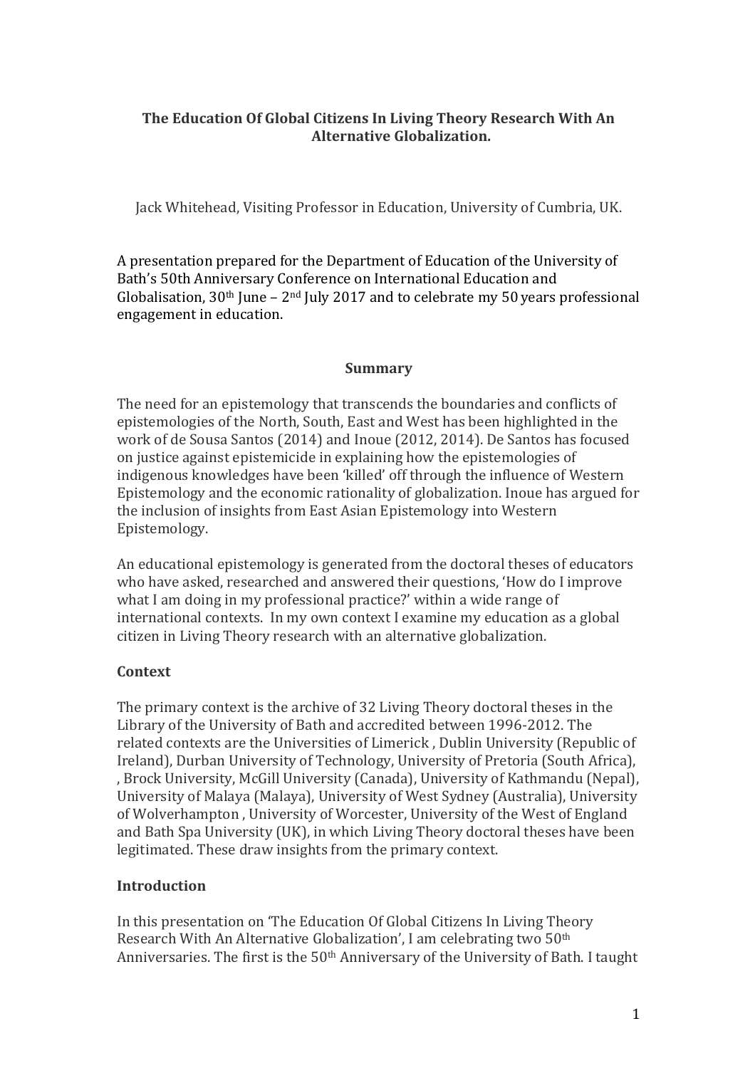# The Education Of Global Citizens In Living Theory Research With An Alternative Globalization.

Jack Whitehead, Visiting Professor in Education, University of Cumbria, UK.

A presentation prepared for the Department of Education of the University of Bath's 50th Anniversary Conference on International Education and Globalisation, 30th June – 2nd July 2017 and to celebrate my 50 years professional engagement in education.

## Summary

The need for an epistemology that transcends the boundaries and conflicts of epistemologies of the North, South, East and West has been highlighted in the work of de Sousa Santos (2014) and Inoue (2012, 2014). De Santos has focused on justice against epistemicide in explaining how the epistemologies of indigenous knowledges have been 'killed' off through the influence of Western Epistemology and the economic rationality of globalization. Inoue has argued for the inclusion of insights from East Asian Epistemology into Western Epistemology.

An educational epistemology is generated from the doctoral theses of educators who have asked, researched and answered their questions, 'How do I improve what I am doing in my professional practice?' within a wide range of international contexts. In my own context I examine my education as a global citizen in Living Theory research with an alternative globalization.

## Context

The primary context is the archive of 32 Living Theory doctoral theses in the Library of the University of Bath and accredited between 1996-2012. The related contexts are the Universities of Limerick , Dublin University (Republic of Ireland), Durban University of Technology, University of Pretoria (South Africa), , Brock University, McGill University (Canada), University of Kathmandu (Nepal), University of Malaya (Malaya), University of West Sydney (Australia), University of Wolverhampton , University of Worcester, University of the West of England and Bath Spa University (UK), in which Living Theory doctoral theses have been legitimated. These draw insights from the primary context.

## Introduction

In this presentation on 'The Education Of Global Citizens In Living Theory Research With An Alternative Globalization', I am celebrating two 50th Anniversaries. The first is the 50th Anniversary of the University of Bath. I taught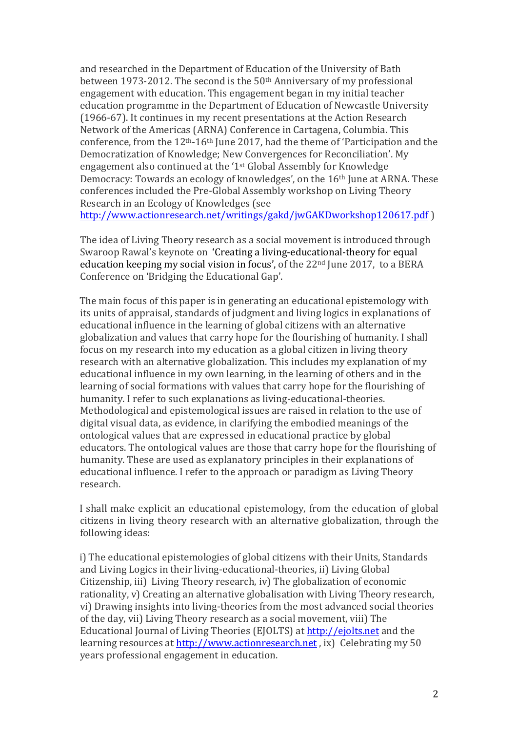and researched in the Department of Education of the University of Bath between 1973-2012. The second is the 50th Anniversary of my professional engagement with education. This engagement began in my initial teacher education programme in the Department of Education of Newcastle University (1966-67). It continues in my recent presentations at the Action Research Network of the Americas (ARNA) Conference in Cartagena, Columbia. This conference, from the 12th-16th June 2017, had the theme of 'Participation and the Democratization of Knowledge; New Convergences for Reconciliation'. My engagement also continued at the '1st Global Assembly for Knowledge Democracy: Towards an ecology of knowledges', on the 16th June at ARNA. These conferences included the Pre-Global Assembly workshop on Living Theory Research in an Ecology of Knowledges (see http://www.actionresearch.net/writings/gakd/jwGAKDworkshop120617.pdf )

The idea of Living Theory research as a social movement is introduced through Swaroop Rawal's keynote on 'Creating a living-educational-theory for equal education keeping my social vision in focus', of the 22nd June 2017, to a BERA Conference on 'Bridging the Educational Gap'.

The main focus of this paper is in generating an educational epistemology with its units of appraisal, standards of judgment and living logics in explanations of educational influence in the learning of global citizens with an alternative globalization and values that carry hope for the flourishing of humanity. I shall focus on my research into my education as a global citizen in living theory research with an alternative globalization. This includes my explanation of my educational influence in my own learning, in the learning of others and in the learning of social formations with values that carry hope for the flourishing of humanity. I refer to such explanations as living-educational-theories. Methodological and epistemological issues are raised in relation to the use of digital visual data, as evidence, in clarifying the embodied meanings of the ontological values that are expressed in educational practice by global educators. The ontological values are those that carry hope for the flourishing of humanity. These are used as explanatory principles in their explanations of educational influence. I refer to the approach or paradigm as Living Theory research.

I shall make explicit an educational epistemology, from the education of global citizens in living theory research with an alternative globalization, through the following ideas:

i) The educational epistemologies of global citizens with their Units, Standards and Living Logics in their living-educational-theories, ii) Living Global Citizenship, iii) Living Theory research, iv) The globalization of economic rationality, v) Creating an alternative globalisation with Living Theory research, vi) Drawing insights into living-theories from the most advanced social theories of the day, vii) Living Theory research as a social movement, viii) The Educational Journal of Living Theories (EJOLTS) at http://ejolts.net and the learning resources at http://www.actionresearch.net , ix) Celebrating my 50 years professional engagement in education.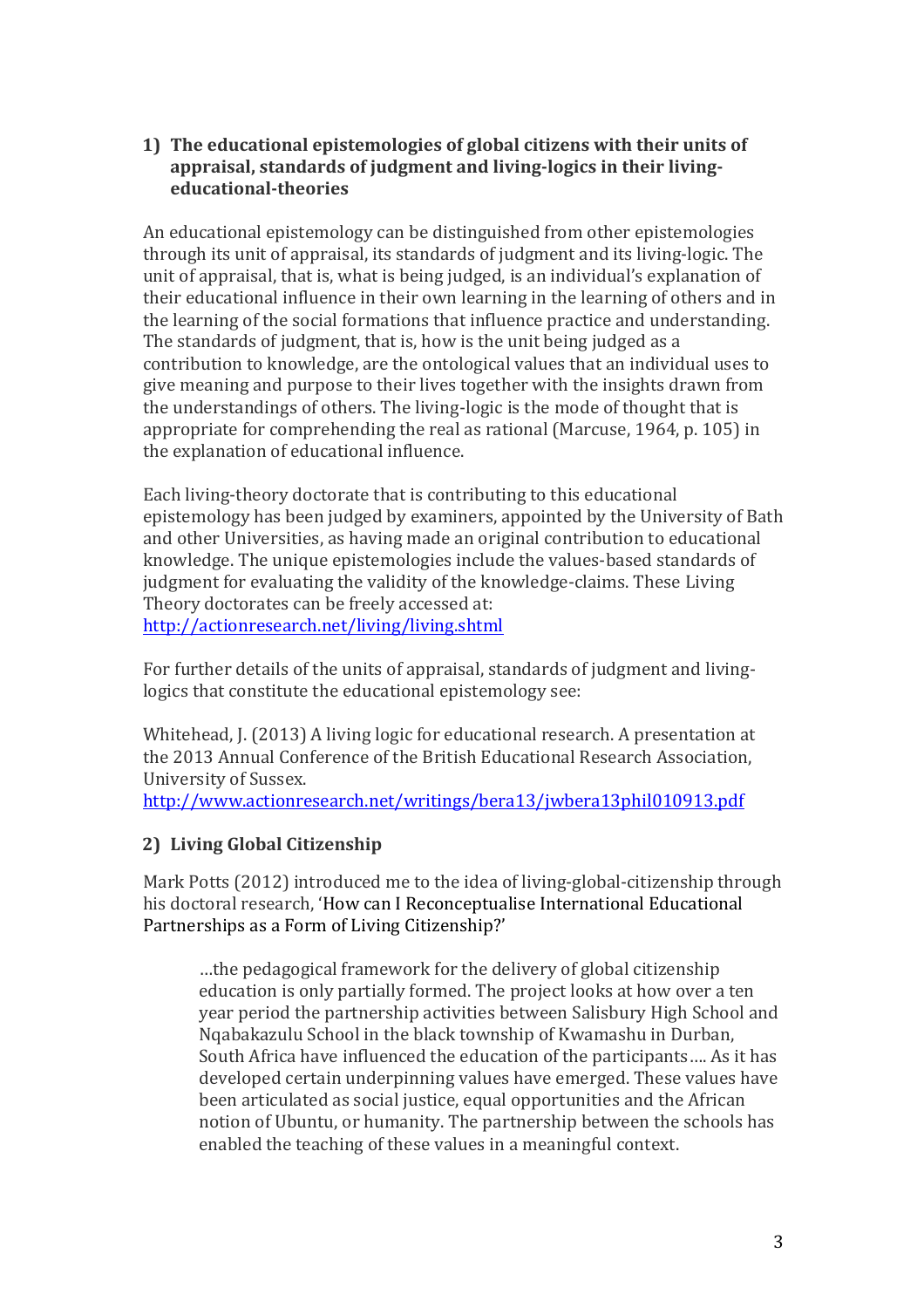## 1) The educational epistemologies of global citizens with their units of appraisal, standards of judgment and living-logics in their living-educational-theories

An educational epistemology can be distinguished from other epistemologies through its unit of appraisal, its standards of judgment and its living-logic. The unit of appraisal, that is, what is being judged, is an individual's explanation of their educational influence in their own learning in the learning of others and in the learning of the social formations that influence practice and understanding. The standards of judgment, that is, how is the unit being judged as a contribution to knowledge, are the ontological values that an individual uses to give meaning and purpose to their lives together with the insights drawn from the understandings of others. The living-logic is the mode of thought that is appropriate for comprehending the real as rational (Marcuse, 1964, p. 105) in the explanation of educational influence.

Each living-theory doctorate that is contributing to this educational epistemology has been judged by examiners, appointed by the University of Bath and other Universities, as having made an original contribution to educational knowledge. The unique epistemologies include the values-based standards of judgment for evaluating the validity of the knowledge-claims. These Living Theory doctorates can be freely accessed at:
http://actionresearch.net/living/living.shtml

For further details of the units of appraisal, standards of judgment and living-logics that constitute the educational epistemology see:

Whitehead, J. (2013) A living logic for educational research. A presentation at the 2013 Annual Conference of the British Educational Research Association, University of Sussex.
http://www.actionresearch.net/writings/bera13/jwbera13phil010913.pdf

## 2) Living Global Citizenship

Mark Potts (2012) introduced me to the idea of living-global-citizenship through his doctoral research, 'How can I Reconceptualise International Educational Partnerships as a Form of Living Citizenship?'

> …the pedagogical framework for the delivery of global citizenship education is only partially formed. The project looks at how over a ten year period the partnership activities between Salisbury High School and Nqabakazulu School in the black township of Kwamashu in Durban, South Africa have influenced the education of the participants…. As it has developed certain underpinning values have emerged. These values have been articulated as social justice, equal opportunities and the African notion of Ubuntu, or humanity. The partnership between the schools has enabled the teaching of these values in a meaningful context.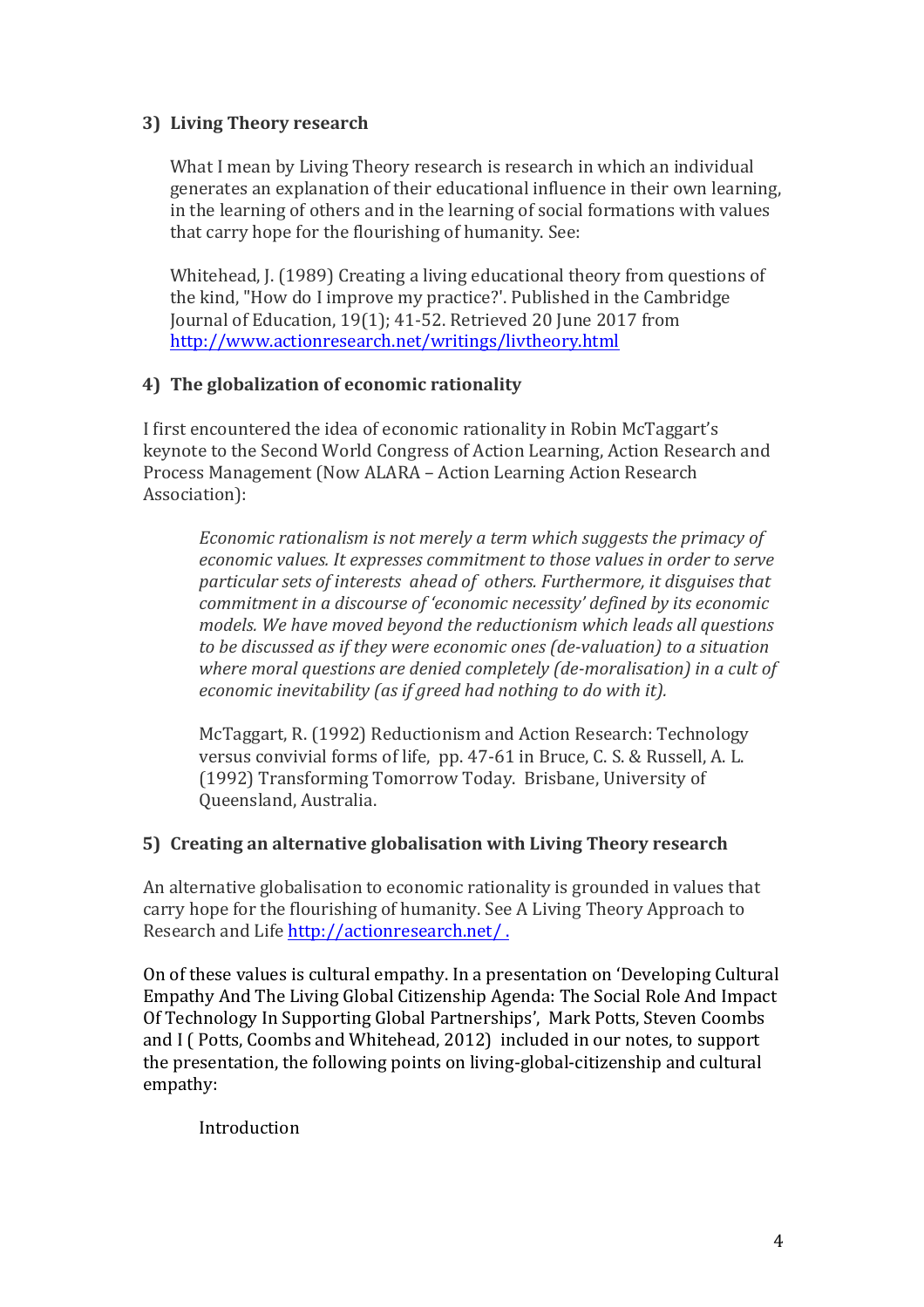### 3) Living Theory research

What I mean by Living Theory research is research in which an individual generates an explanation of their educational influence in their own learning, in the learning of others and in the learning of social formations with values that carry hope for the flourishing of humanity. See:

Whitehead, J. (1989) Creating a living educational theory from questions of the kind, "How do I improve my practice?'. Published in the Cambridge Journal of Education, 19(1); 41-52. Retrieved 20 June 2017 from [http://www.actionresearch.net/writings/livtheory.html](http://www.actionresearch.net/writings/livtheory.html)

### 4) The globalization of economic rationality

I first encountered the idea of economic rationality in Robin McTaggart's keynote to the Second World Congress of Action Learning, Action Research and Process Management (Now ALARA – Action Learning Action Research Association):

> *Economic rationalism is not merely a term which suggests the primacy of economic values. It expresses commitment to those values in order to serve particular sets of interests ahead of others. Furthermore, it disguises that commitment in a discourse of 'economic necessity' defined by its economic models. We have moved beyond the reductionism which leads all questions to be discussed as if they were economic ones (de-valuation) to a situation where moral questions are denied completely (de-moralisation) in a cult of economic inevitability (as if greed had nothing to do with it).*
>
> McTaggart, R. (1992) Reductionism and Action Research: Technology versus convivial forms of life, pp. 47-61 in Bruce, C. S. & Russell, A. L. (1992) Transforming Tomorrow Today. Brisbane, University of Queensland, Australia.

### 5) Creating an alternative globalisation with Living Theory research

An alternative globalisation to economic rationality is grounded in values that carry hope for the flourishing of humanity. See A Living Theory Approach to Research and Life [http://actionresearch.net/ .](http://actionresearch.net/)

On of these values is cultural empathy. In a presentation on 'Developing Cultural Empathy And The Living Global Citizenship Agenda: The Social Role And Impact Of Technology In Supporting Global Partnerships', Mark Potts, Steven Coombs and I ( Potts, Coombs and Whitehead, 2012) included in our notes, to support the presentation, the following points on living-global-citizenship and cultural empathy:

> Introduction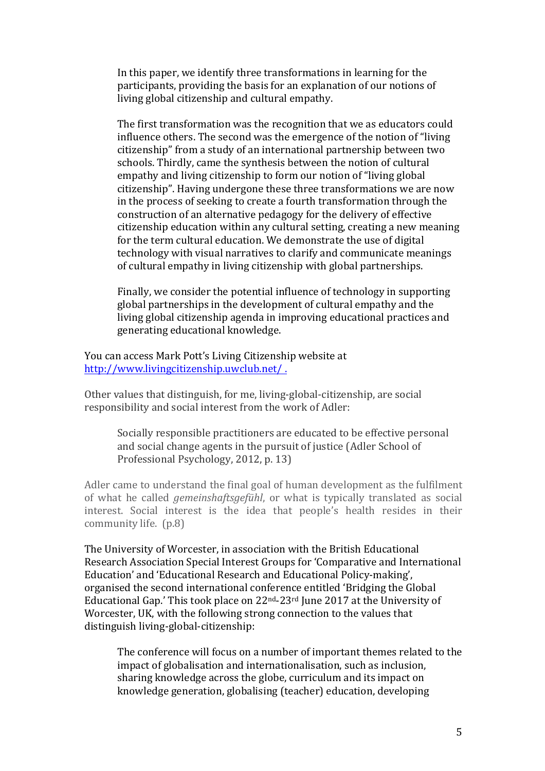> In this paper, we identify three transformations in learning for the participants, providing the basis for an explanation of our notions of living global citizenship and cultural empathy.
>
> The first transformation was the recognition that we as educators could influence others. The second was the emergence of the notion of "living citizenship" from a study of an international partnership between two schools. Thirdly, came the synthesis between the notion of cultural empathy and living citizenship to form our notion of "living global citizenship". Having undergone these three transformations we are now in the process of seeking to create a fourth transformation through the construction of an alternative pedagogy for the delivery of effective citizenship education within any cultural setting, creating a new meaning for the term cultural education. We demonstrate the use of digital technology with visual narratives to clarify and communicate meanings of cultural empathy in living citizenship with global partnerships.
>
> Finally, we consider the potential influence of technology in supporting global partnerships in the development of cultural empathy and the living global citizenship agenda in improving educational practices and generating educational knowledge.

You can access Mark Pott's Living Citizenship website at [http://www.livingcitizenship.uwclub.net/](http://www.livingcitizenship.uwclub.net/) .

Other values that distinguish, for me, living-global-citizenship, are social responsibility and social interest from the work of Adler:

> Socially responsible practitioners are educated to be effective personal and social change agents in the pursuit of justice (Adler School of Professional Psychology, 2012, p. 13)

Adler came to understand the final goal of human development as the fulfilment of what he called *gemeinshaftsgefühl*, or what is typically translated as social interest. Social interest is the idea that people's health resides in their community life. (p.8)

The University of Worcester, in association with the British Educational Research Association Special Interest Groups for 'Comparative and International Education' and 'Educational Research and Educational Policy-making', organised the second international conference entitled 'Bridging the Global Educational Gap.' This took place on 22nd-23rd June 2017 at the University of Worcester, UK, with the following strong connection to the values that distinguish living-global-citizenship:

> The conference will focus on a number of important themes related to the impact of globalisation and internationalisation, such as inclusion, sharing knowledge across the globe, curriculum and its impact on knowledge generation, globalising (teacher) education, developing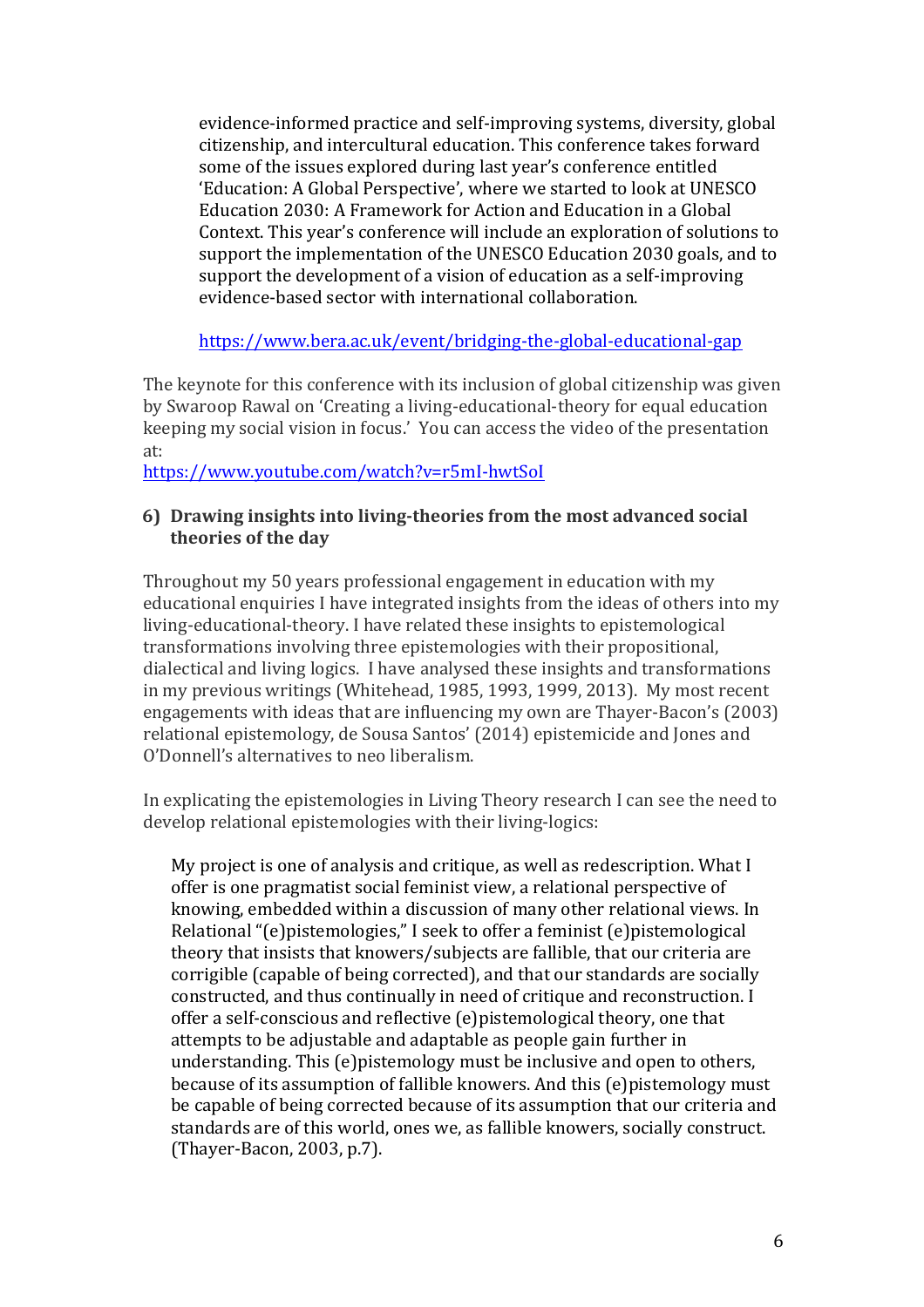> evidence-informed practice and self-improving systems, diversity, global citizenship, and intercultural education. This conference takes forward some of the issues explored during last year's conference entitled 'Education: A Global Perspective', where we started to look at UNESCO Education 2030: A Framework for Action and Education in a Global Context. This year's conference will include an exploration of solutions to support the implementation of the UNESCO Education 2030 goals, and to support the development of a vision of education as a self-improving evidence-based sector with international collaboration.
>
> https://www.bera.ac.uk/event/bridging-the-global-educational-gap

The keynote for this conference with its inclusion of global citizenship was given by Swaroop Rawal on 'Creating a living-educational-theory for equal education keeping my social vision in focus.' You can access the video of the presentation at:
https://www.youtube.com/watch?v=r5mI-hwtSoI

### 6) Drawing insights into living-theories from the most advanced social theories of the day

Throughout my 50 years professional engagement in education with my educational enquiries I have integrated insights from the ideas of others into my living-educational-theory. I have related these insights to epistemological transformations involving three epistemologies with their propositional, dialectical and living logics. I have analysed these insights and transformations in my previous writings (Whitehead, 1985, 1993, 1999, 2013). My most recent engagements with ideas that are influencing my own are Thayer-Bacon's (2003) relational epistemology, de Sousa Santos' (2014) epistemicide and Jones and O'Donnell's alternatives to neo liberalism.

In explicating the epistemologies in Living Theory research I can see the need to develop relational epistemologies with their living-logics:

> My project is one of analysis and critique, as well as redescription. What I offer is one pragmatist social feminist view, a relational perspective of knowing, embedded within a discussion of many other relational views. In Relational "(e)pistemologies," I seek to offer a feminist (e)pistemological theory that insists that knowers/subjects are fallible, that our criteria are corrigible (capable of being corrected), and that our standards are socially constructed, and thus continually in need of critique and reconstruction. I offer a self-conscious and reflective (e)pistemological theory, one that attempts to be adjustable and adaptable as people gain further in understanding. This (e)pistemology must be inclusive and open to others, because of its assumption of fallible knowers. And this (e)pistemology must be capable of being corrected because of its assumption that our criteria and standards are of this world, ones we, as fallible knowers, socially construct. (Thayer-Bacon, 2003, p.7).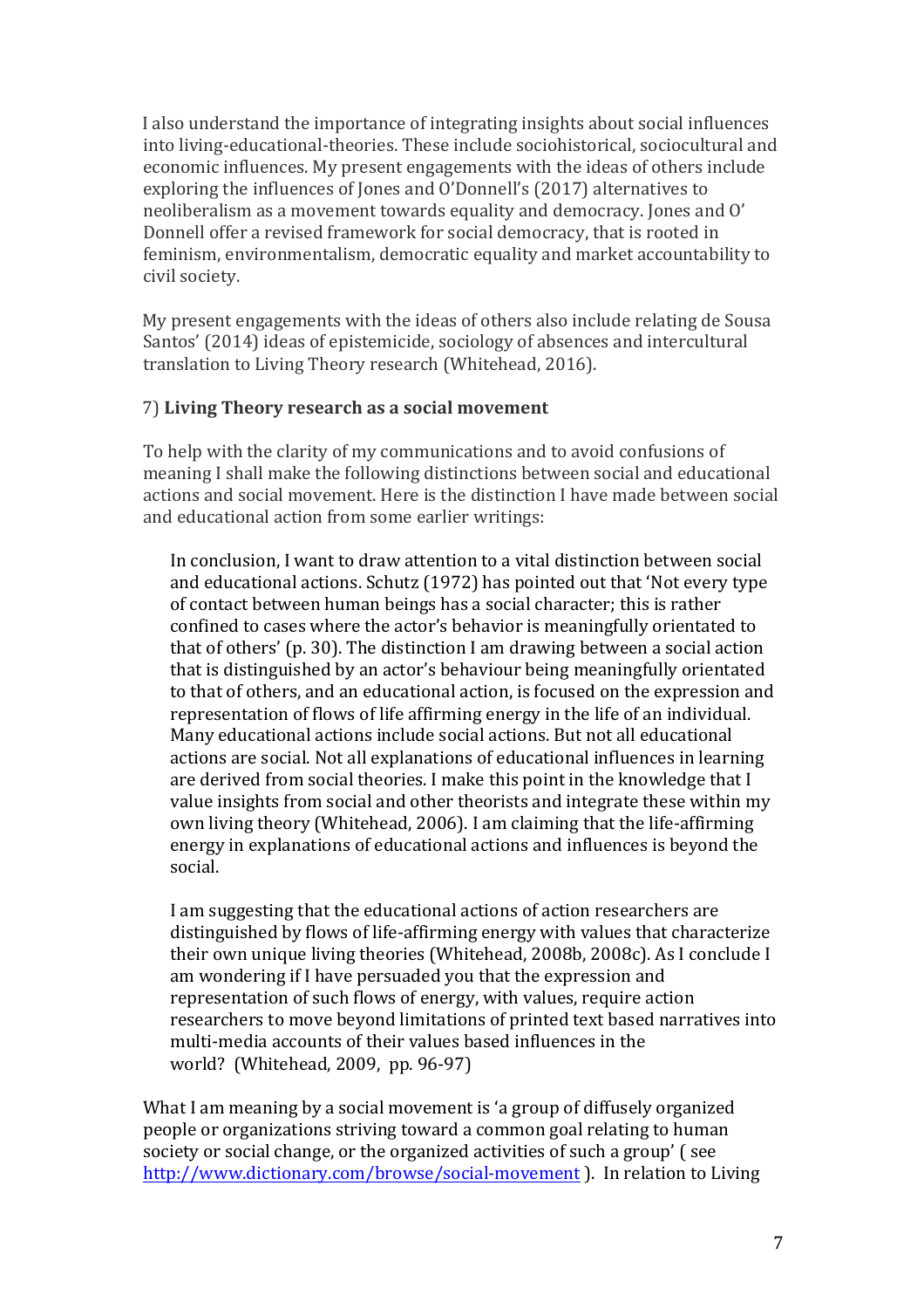I also understand the importance of integrating insights about social influences into living-educational-theories. These include sociohistorical, sociocultural and economic influences. My present engagements with the ideas of others include exploring the influences of Jones and O'Donnell's (2017) alternatives to neoliberalism as a movement towards equality and democracy. Jones and O' Donnell offer a revised framework for social democracy, that is rooted in feminism, environmentalism, democratic equality and market accountability to civil society.

My present engagements with the ideas of others also include relating de Sousa Santos' (2014) ideas of epistemicide, sociology of absences and intercultural translation to Living Theory research (Whitehead, 2016).

7) **Living Theory research as a social movement**

To help with the clarity of my communications and to avoid confusions of meaning I shall make the following distinctions between social and educational actions and social movement. Here is the distinction I have made between social and educational action from some earlier writings:

> In conclusion, I want to draw attention to a vital distinction between social and educational actions. Schutz (1972) has pointed out that 'Not every type of contact between human beings has a social character; this is rather confined to cases where the actor's behavior is meaningfully orientated to that of others' (p. 30). The distinction I am drawing between a social action that is distinguished by an actor's behaviour being meaningfully orientated to that of others, and an educational action, is focused on the expression and representation of flows of life affirming energy in the life of an individual. Many educational actions include social actions. But not all educational actions are social. Not all explanations of educational influences in learning are derived from social theories. I make this point in the knowledge that I value insights from social and other theorists and integrate these within my own living theory (Whitehead, 2006). I am claiming that the life-affirming energy in explanations of educational actions and influences is beyond the social.
>
> I am suggesting that the educational actions of action researchers are distinguished by flows of life-affirming energy with values that characterize their own unique living theories (Whitehead, 2008b, 2008c). As I conclude I am wondering if I have persuaded you that the expression and representation of such flows of energy, with values, require action researchers to move beyond limitations of printed text based narratives into multi-media accounts of their values based influences in the world? (Whitehead, 2009, pp. 96-97)

What I am meaning by a social movement is 'a group of diffusely organized people or organizations striving toward a common goal relating to human society or social change, or the organized activities of such a group' ( see http://www.dictionary.com/browse/social-movement ). In relation to Living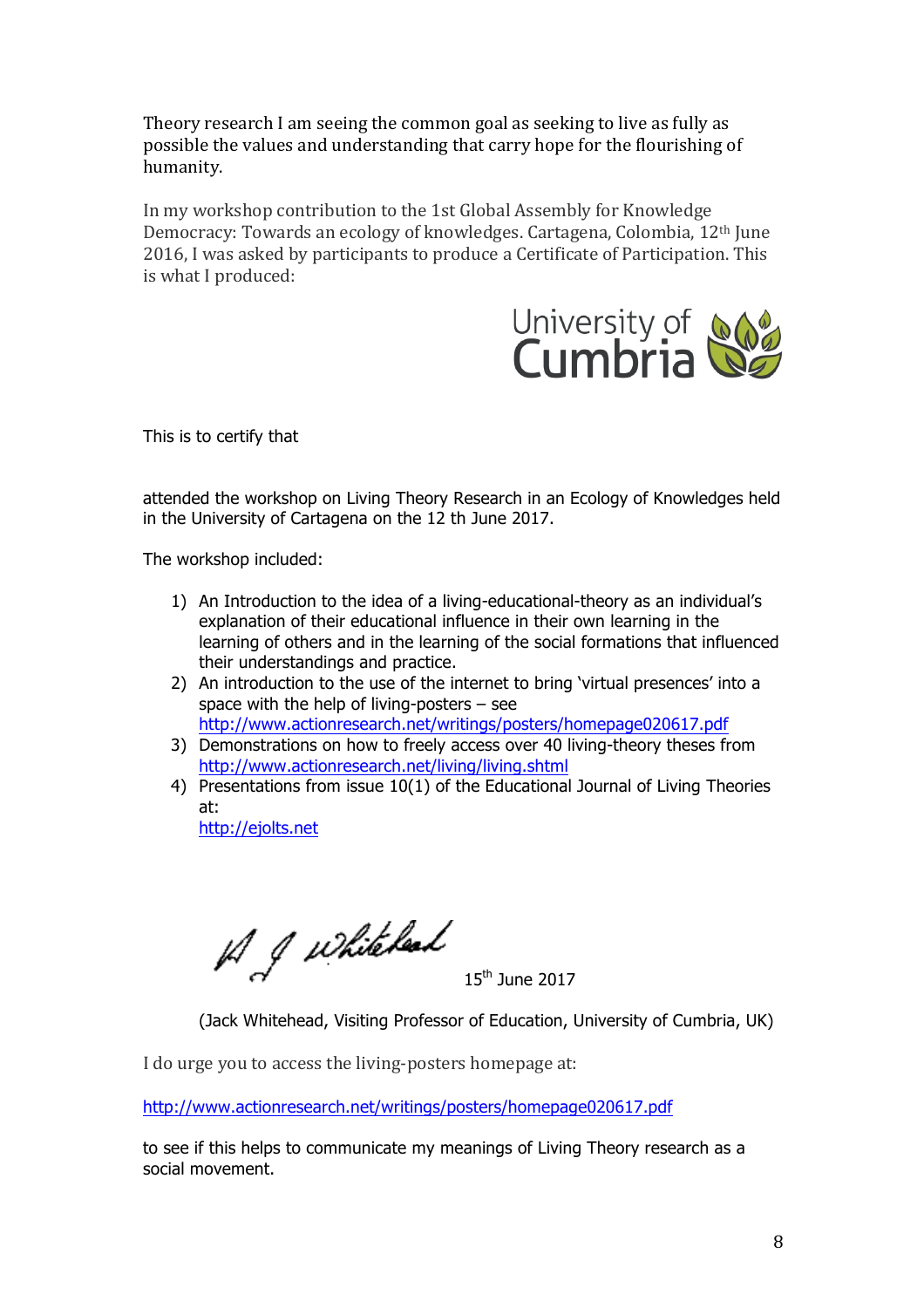Theory research I am seeing the common goal as seeking to live as fully as possible the values and understanding that carry hope for the flourishing of humanity.

In my workshop contribution to the 1st Global Assembly for Knowledge Democracy: Towards an ecology of knowledges. Cartagena, Colombia, 12th June 2016, I was asked by participants to produce a Certificate of Participation. This is what I produced:

University of Cumbria

This is to certify that

attended the workshop on Living Theory Research in an Ecology of Knowledges held in the University of Cartagena on the 12 th June 2017.

The workshop included:

1) An Introduction to the idea of a living-educational-theory as an individual's explanation of their educational influence in their own learning in the learning of others and in the learning of the social formations that influenced their understandings and practice.
2) An introduction to the use of the internet to bring 'virtual presences' into a space with the help of living-posters – see http://www.actionresearch.net/writings/posters/homepage020617.pdf
3) Demonstrations on how to freely access over 40 living-theory theses from http://www.actionresearch.net/living/living.shtml
4) Presentations from issue 10(1) of the Educational Journal of Living Theories at:
http://ejolts.net

A J Whitehead 15th June 2017

(Jack Whitehead, Visiting Professor of Education, University of Cumbria, UK)

I do urge you to access the living-posters homepage at:

http://www.actionresearch.net/writings/posters/homepage020617.pdf

to see if this helps to communicate my meanings of Living Theory research as a social movement.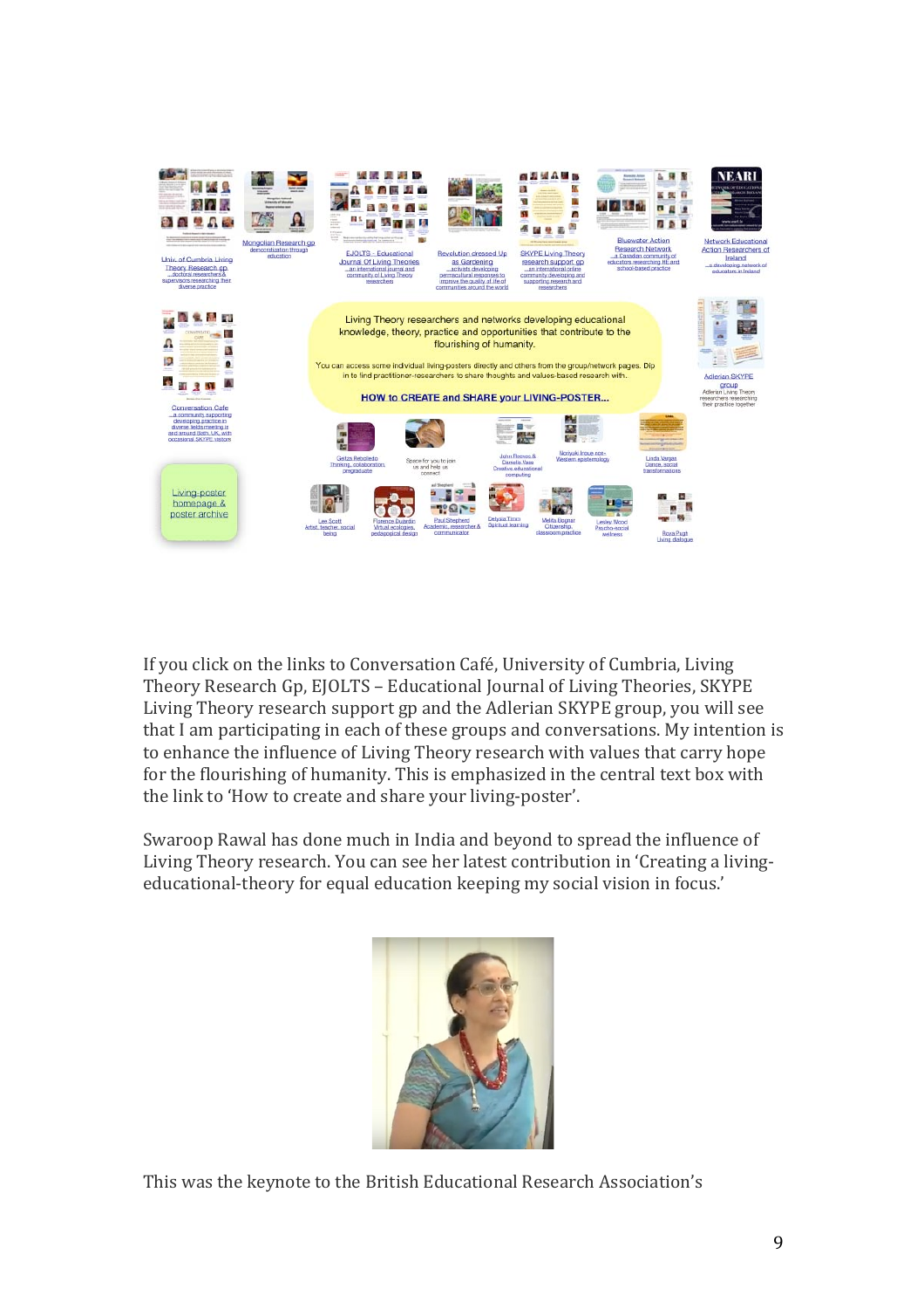If you click on the links to Conversation Café, University of Cumbria, Living Theory Research Gp, EJOLTS – Educational Journal of Living Theories, SKYPE Living Theory research support gp and the Adlerian SKYPE group, you will see that I am participating in each of these groups and conversations. My intention is to enhance the influence of Living Theory research with values that carry hope for the flourishing of humanity. This is emphasized in the central text box with the link to 'How to create and share your living-poster'.

Swaroop Rawal has done much in India and beyond to spread the influence of Living Theory research. You can see her latest contribution in 'Creating a living-educational-theory for equal education keeping my social vision in focus.'

This was the keynote to the British Educational Research Association's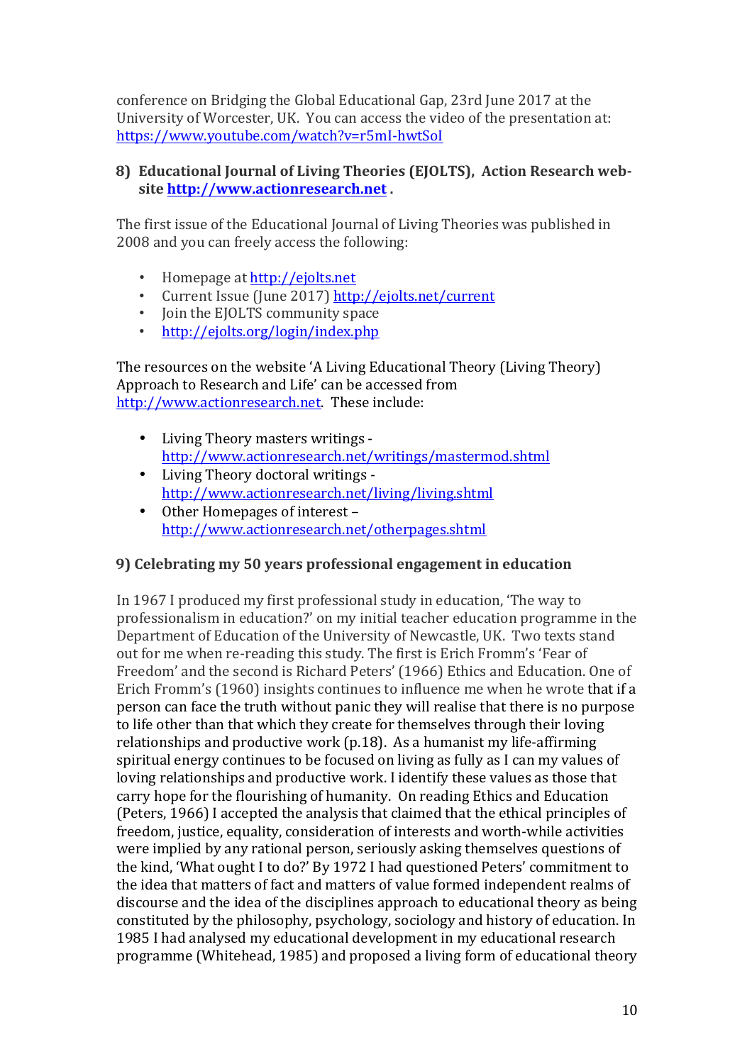conference on Bridging the Global Educational Gap, 23rd June 2017 at the University of Worcester, UK. You can access the video of the presentation at: https://www.youtube.com/watch?v=r5mI-hwtSoI

### 8) Educational Journal of Living Theories (EJOLTS), Action Research web-site http://www.actionresearch.net .

The first issue of the Educational Journal of Living Theories was published in 2008 and you can freely access the following:

- Homepage at http://ejolts.net
- Current Issue (June 2017) http://ejolts.net/current
- Join the EJOLTS community space
- http://ejolts.org/login/index.php

The resources on the website 'A Living Educational Theory (Living Theory) Approach to Research and Life' can be accessed from http://www.actionresearch.net. These include:

- Living Theory masters writings - http://www.actionresearch.net/writings/mastermod.shtml
- Living Theory doctoral writings - http://www.actionresearch.net/living/living.shtml
- Other Homepages of interest – http://www.actionresearch.net/otherpages.shtml

### 9) Celebrating my 50 years professional engagement in education

In 1967 I produced my first professional study in education, 'The way to professionalism in education?' on my initial teacher education programme in the Department of Education of the University of Newcastle, UK. Two texts stand out for me when re-reading this study. The first is Erich Fromm's 'Fear of Freedom' and the second is Richard Peters' (1966) Ethics and Education. One of Erich Fromm's (1960) insights continues to influence me when he wrote that if a person can face the truth without panic they will realise that there is no purpose to life other than that which they create for themselves through their loving relationships and productive work (p.18). As a humanist my life-affirming spiritual energy continues to be focused on living as fully as I can my values of loving relationships and productive work. I identify these values as those that carry hope for the flourishing of humanity. On reading Ethics and Education (Peters, 1966) I accepted the analysis that claimed that the ethical principles of freedom, justice, equality, consideration of interests and worth-while activities were implied by any rational person, seriously asking themselves questions of the kind, 'What ought I to do?' By 1972 I had questioned Peters' commitment to the idea that matters of fact and matters of value formed independent realms of discourse and the idea of the disciplines approach to educational theory as being constituted by the philosophy, psychology, sociology and history of education. In 1985 I had analysed my educational development in my educational research programme (Whitehead, 1985) and proposed a living form of educational theory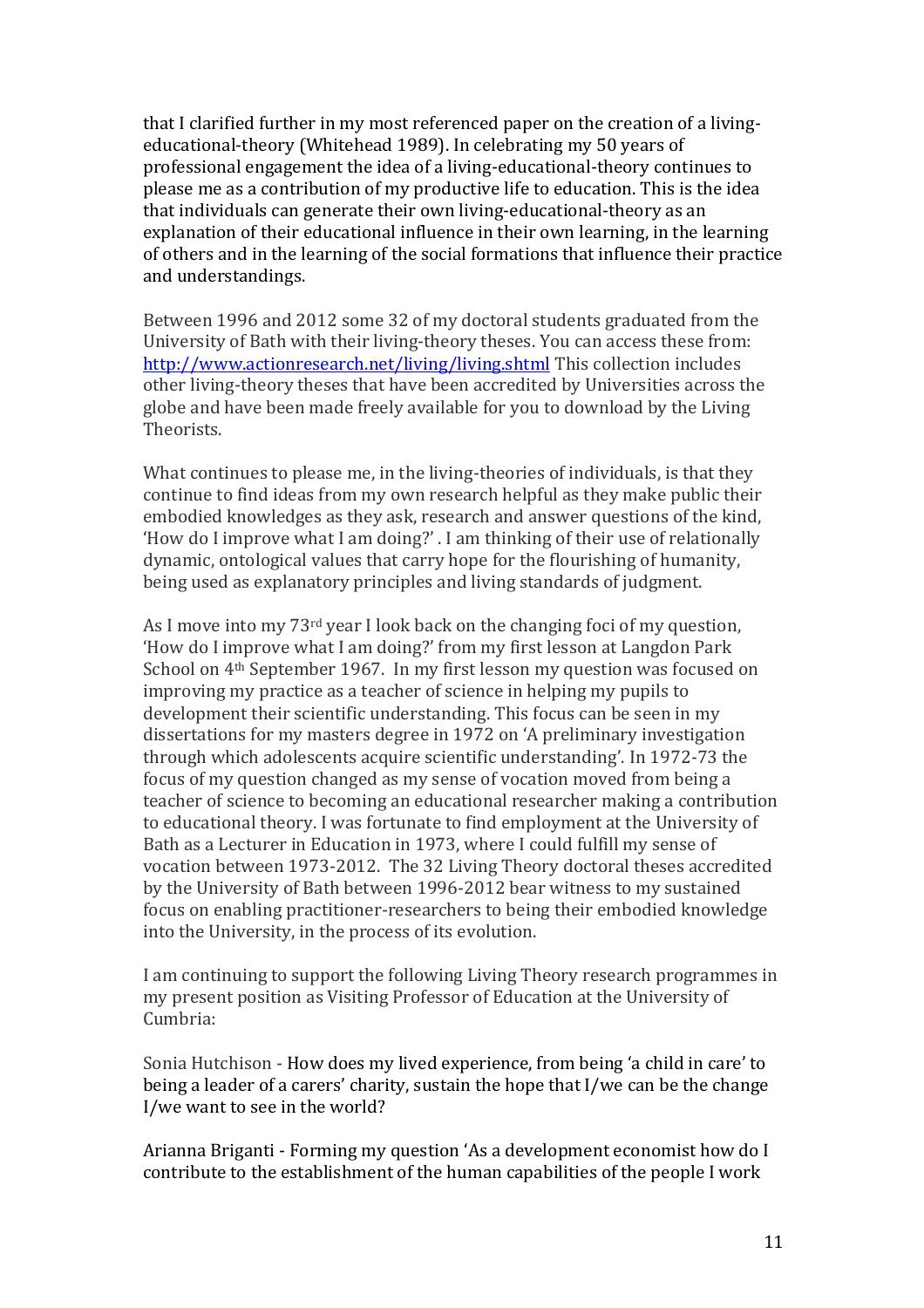that I clarified further in my most referenced paper on the creation of a living-educational-theory (Whitehead 1989). In celebrating my 50 years of professional engagement the idea of a living-educational-theory continues to please me as a contribution of my productive life to education. This is the idea that individuals can generate their own living-educational-theory as an explanation of their educational influence in their own learning, in the learning of others and in the learning of the social formations that influence their practice and understandings.

Between 1996 and 2012 some 32 of my doctoral students graduated from the University of Bath with their living-theory theses. You can access these from: http://www.actionresearch.net/living/living.shtml This collection includes other living-theory theses that have been accredited by Universities across the globe and have been made freely available for you to download by the Living Theorists.

What continues to please me, in the living-theories of individuals, is that they continue to find ideas from my own research helpful as they make public their embodied knowledges as they ask, research and answer questions of the kind, 'How do I improve what I am doing?' . I am thinking of their use of relationally dynamic, ontological values that carry hope for the flourishing of humanity, being used as explanatory principles and living standards of judgment.

As I move into my 73rd year I look back on the changing foci of my question, 'How do I improve what I am doing?' from my first lesson at Langdon Park School on 4th September 1967. In my first lesson my question was focused on improving my practice as a teacher of science in helping my pupils to development their scientific understanding. This focus can be seen in my dissertations for my masters degree in 1972 on 'A preliminary investigation through which adolescents acquire scientific understanding'. In 1972-73 the focus of my question changed as my sense of vocation moved from being a teacher of science to becoming an educational researcher making a contribution to educational theory. I was fortunate to find employment at the University of Bath as a Lecturer in Education in 1973, where I could fulfill my sense of vocation between 1973-2012. The 32 Living Theory doctoral theses accredited by the University of Bath between 1996-2012 bear witness to my sustained focus on enabling practitioner-researchers to being their embodied knowledge into the University, in the process of its evolution.

I am continuing to support the following Living Theory research programmes in my present position as Visiting Professor of Education at the University of Cumbria:

Sonia Hutchison - How does my lived experience, from being 'a child in care' to being a leader of a carers' charity, sustain the hope that I/we can be the change I/we want to see in the world?

Arianna Briganti - Forming my question 'As a development economist how do I contribute to the establishment of the human capabilities of the people I work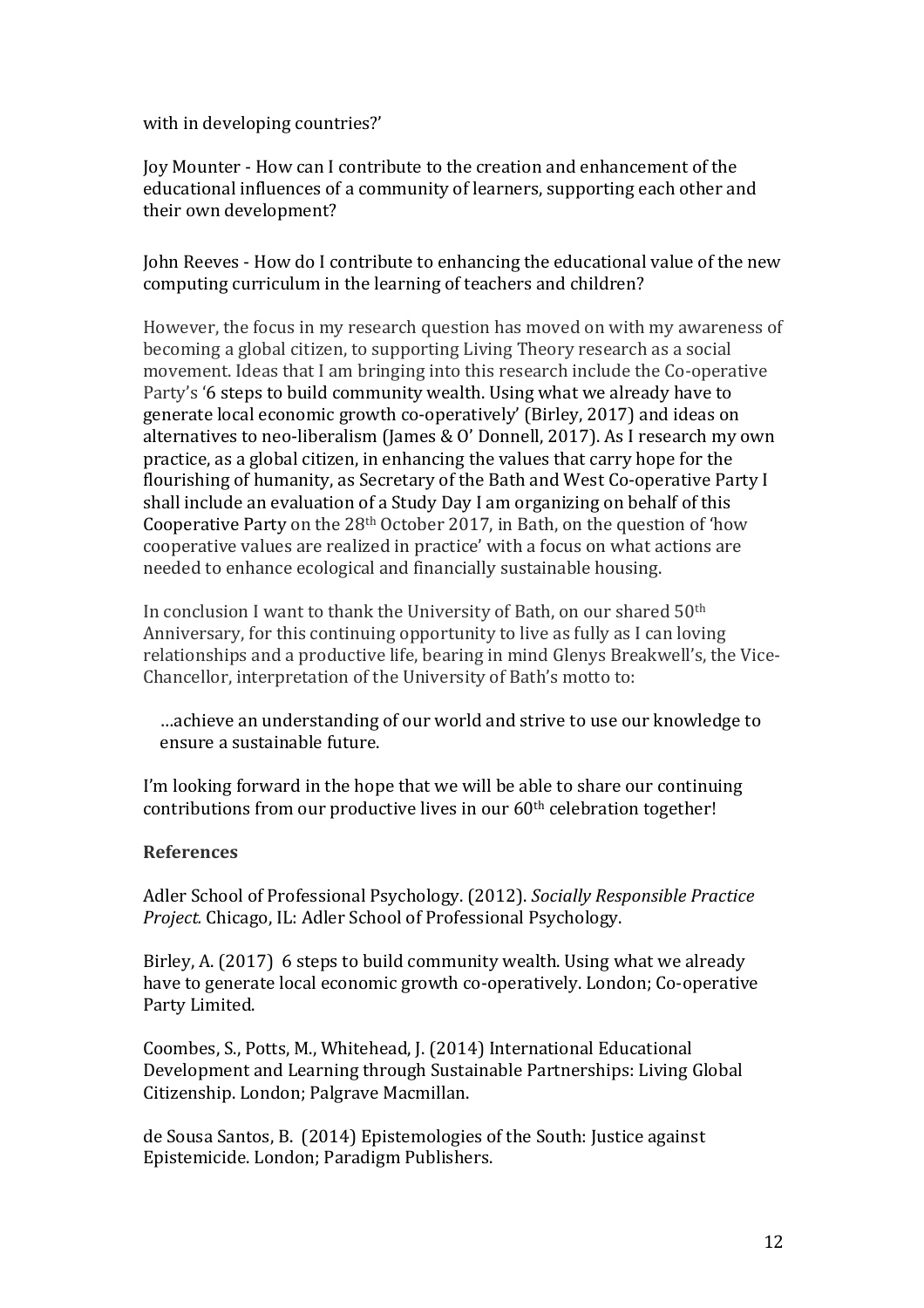with in developing countries?'

Joy Mounter - How can I contribute to the creation and enhancement of the educational influences of a community of learners, supporting each other and their own development?

John Reeves - How do I contribute to enhancing the educational value of the new computing curriculum in the learning of teachers and children?

However, the focus in my research question has moved on with my awareness of becoming a global citizen, to supporting Living Theory research as a social movement. Ideas that I am bringing into this research include the Co-operative Party's '6 steps to build community wealth. Using what we already have to generate local economic growth co-operatively' (Birley, 2017) and ideas on alternatives to neo-liberalism (James & O' Donnell, 2017). As I research my own practice, as a global citizen, in enhancing the values that carry hope for the flourishing of humanity, as Secretary of the Bath and West Co-operative Party I shall include an evaluation of a Study Day I am organizing on behalf of this Cooperative Party on the 28th October 2017, in Bath, on the question of 'how cooperative values are realized in practice' with a focus on what actions are needed to enhance ecological and financially sustainable housing.

In conclusion I want to thank the University of Bath, on our shared 50th Anniversary, for this continuing opportunity to live as fully as I can loving relationships and a productive life, bearing in mind Glenys Breakwell's, the Vice-Chancellor, interpretation of the University of Bath's motto to:

> …achieve an understanding of our world and strive to use our knowledge to ensure a sustainable future.

I'm looking forward in the hope that we will be able to share our continuing contributions from our productive lives in our 60th celebration together!

**References**

Adler School of Professional Psychology. (2012). *Socially Responsible Practice Project.* Chicago, IL: Adler School of Professional Psychology.

Birley, A. (2017) 6 steps to build community wealth. Using what we already have to generate local economic growth co-operatively. London; Co-operative Party Limited.

Coombes, S., Potts, M., Whitehead, J. (2014) International Educational Development and Learning through Sustainable Partnerships: Living Global Citizenship. London; Palgrave Macmillan.

de Sousa Santos, B. (2014) Epistemologies of the South: Justice against Epistemicide. London; Paradigm Publishers.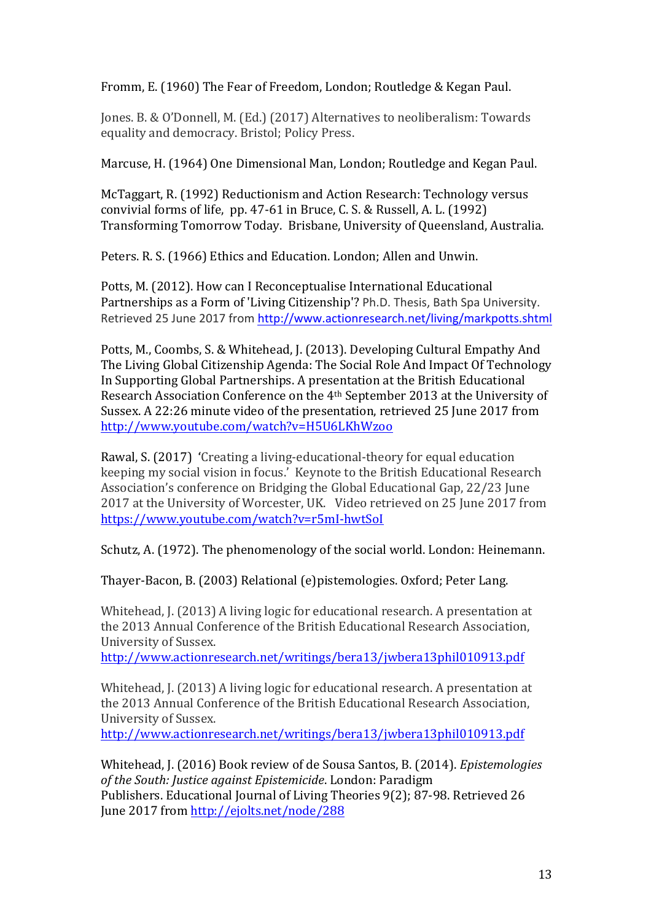Fromm, E. (1960) The Fear of Freedom, London; Routledge & Kegan Paul.

Jones. B. & O'Donnell, M. (Ed.) (2017) Alternatives to neoliberalism: Towards equality and democracy. Bristol; Policy Press.

Marcuse, H. (1964) One Dimensional Man, London; Routledge and Kegan Paul.

McTaggart, R. (1992) Reductionism and Action Research: Technology versus convivial forms of life, pp. 47-61 in Bruce, C. S. & Russell, A. L. (1992) Transforming Tomorrow Today. Brisbane, University of Queensland, Australia.

Peters. R. S. (1966) Ethics and Education. London; Allen and Unwin.

Potts, M. (2012). How can I Reconceptualise International Educational Partnerships as a Form of 'Living Citizenship'? Ph.D. Thesis, Bath Spa University. Retrieved 25 June 2017 from http://www.actionresearch.net/living/markpotts.shtml

Potts, M., Coombs, S. & Whitehead, J. (2013). Developing Cultural Empathy And The Living Global Citizenship Agenda: The Social Role And Impact Of Technology In Supporting Global Partnerships. A presentation at the British Educational Research Association Conference on the 4th September 2013 at the University of Sussex. A 22:26 minute video of the presentation, retrieved 25 June 2017 from http://www.youtube.com/watch?v=H5U6LKhWzoo

Rawal, S. (2017) 'Creating a living-educational-theory for equal education keeping my social vision in focus.' Keynote to the British Educational Research Association's conference on Bridging the Global Educational Gap, 22/23 June 2017 at the University of Worcester, UK. Video retrieved on 25 June 2017 from https://www.youtube.com/watch?v=r5mI-hwtSoI

Schutz, A. (1972). The phenomenology of the social world. London: Heinemann.

Thayer-Bacon, B. (2003) Relational (e)pistemologies. Oxford; Peter Lang.

Whitehead, J. (2013) A living logic for educational research. A presentation at the 2013 Annual Conference of the British Educational Research Association, University of Sussex.
http://www.actionresearch.net/writings/bera13/jwbera13phil010913.pdf

Whitehead, J. (2013) A living logic for educational research. A presentation at the 2013 Annual Conference of the British Educational Research Association, University of Sussex.
http://www.actionresearch.net/writings/bera13/jwbera13phil010913.pdf

Whitehead, J. (2016) Book review of de Sousa Santos, B. (2014). *Epistemologies of the South: Justice against Epistemicide*. London: Paradigm Publishers. Educational Journal of Living Theories 9(2); 87-98. Retrieved 26 June 2017 from http://ejolts.net/node/288